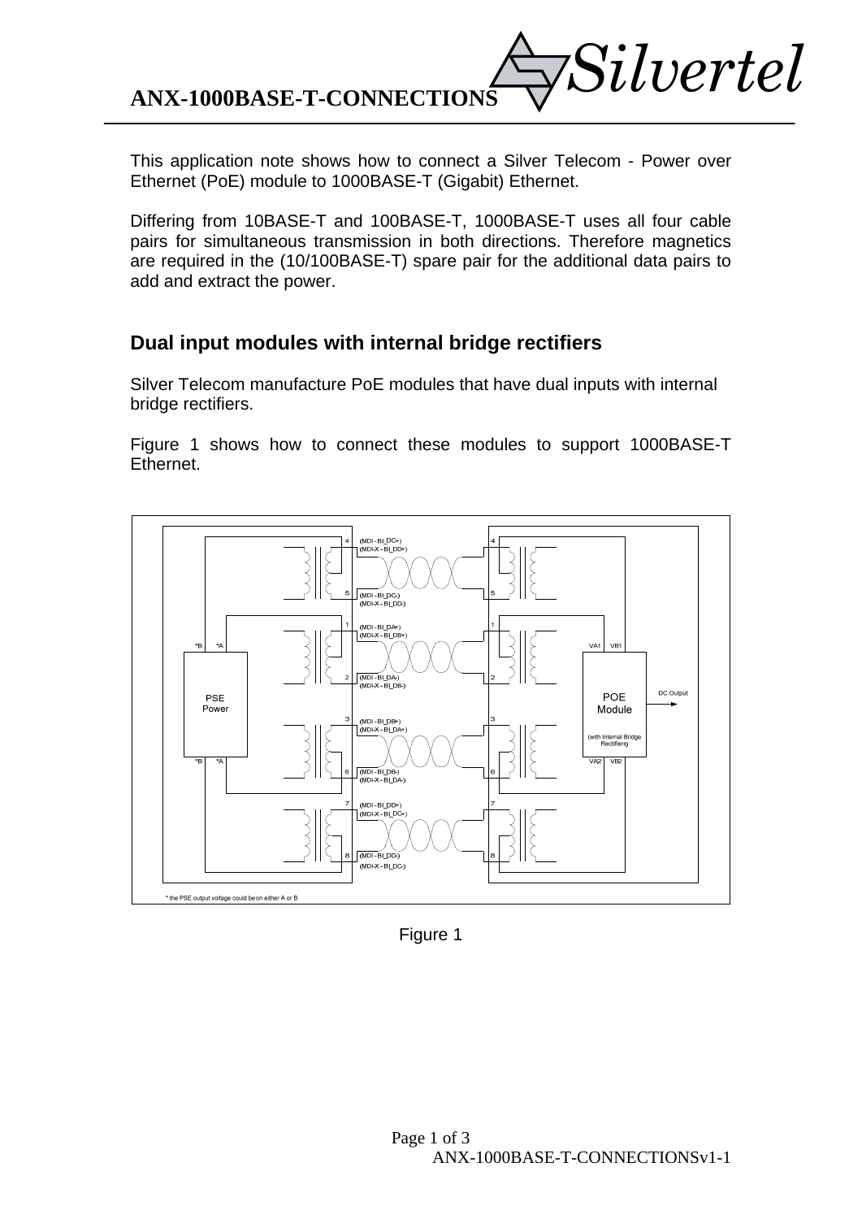# ANX-1000BASE-T-CONNECTIONS

This application note shows how to connect a Silver Telecom - Power over Ethernet (PoE) module to 1000BASE-T (Gigabit) Ethernet.

Differing from 10BASE-T and 100BASE-T, 1000BASE-T uses all four cable pairs for simultaneous transmission in both directions. Therefore magnetics are required in the (10/100BASE-T) spare pair for the additional data pairs to add and extract the power.

## Dual input modules with internal bridge rectifiers

Silver Telecom manufacture PoE modules that have dual inputs with internal bridge rectifiers.

Figure 1 shows how to connect these modules to support 1000BASE-T Ethernet.

Figure 1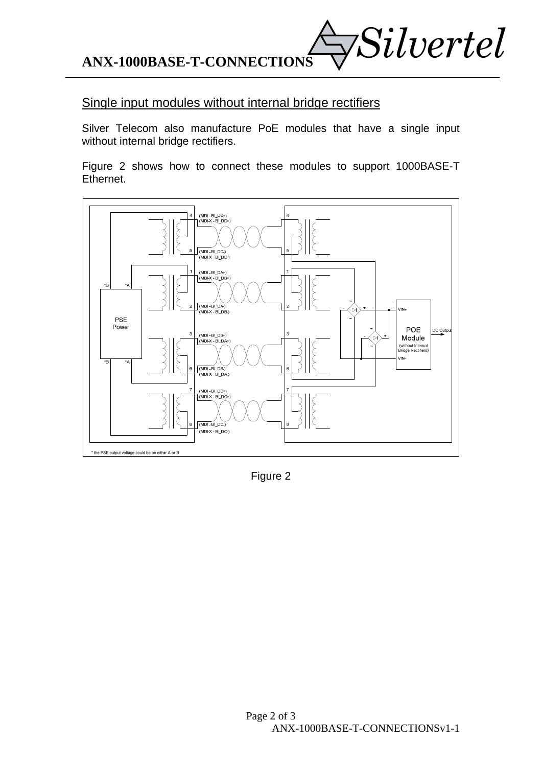## Single input modules without internal bridge rectifiers

Silver Telecom also manufacture PoE modules that have a single input without internal bridge rectifiers.

Figure 2 shows how to connect these modules to support 1000BASE-T Ethernet.

Figure 2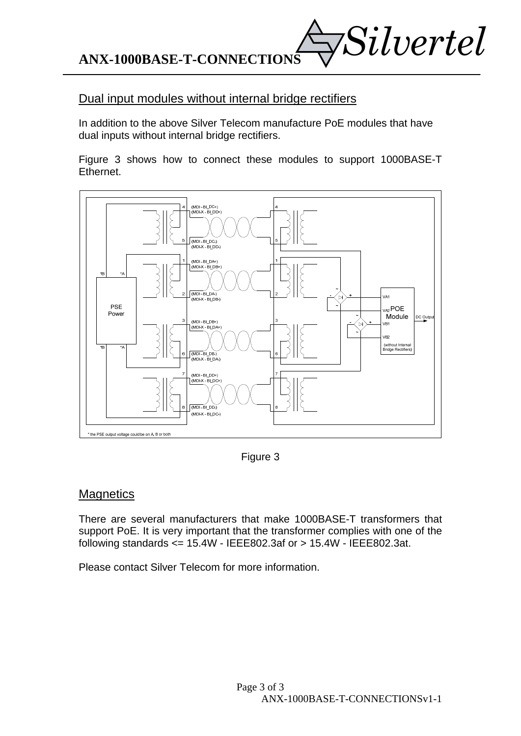## Dual input modules without internal bridge rectifiers

In addition to the above Silver Telecom manufacture PoE modules that have dual inputs without internal bridge rectifiers.

Figure 3 shows how to connect these modules to support 1000BASE-T Ethernet.

4 (MDI - BI_DC+) (MDI-X - BI_DD+)

5 (MDI - BI_DC-) (MDI-X - BI_DD-)

1 (MDI - BI_DA+) (MDI-X - BI_DB+)

2 (MDI - BI_DA-) (MDI-X - BI_DB-)

3 (MDI - BI_DB+) (MDI-X - BI_DA+)

6 (MDI - BI_DB-) (MDI-X - BI_DA-)

7 (MDI - BI_DD+) (MDI-X - BI_DC+)

8 (MDI - BI_DD-) (MDI-X - BI_DC-)

*B *A

PSE Power

*B *A

VA1

VA2 POE Module

VB1

VB2

(without Internal Bridge Rectifiers)

DC Output

* the PSE output voltage could be on A, B or both

Figure 3

## Magnetics

There are several manufacturers that make 1000BASE-T transformers that support PoE. It is very important that the transformer complies with one of the following standards <= 15.4W - IEEE802.3af or > 15.4W - IEEE802.3at.

Please contact Silver Telecom for more information.